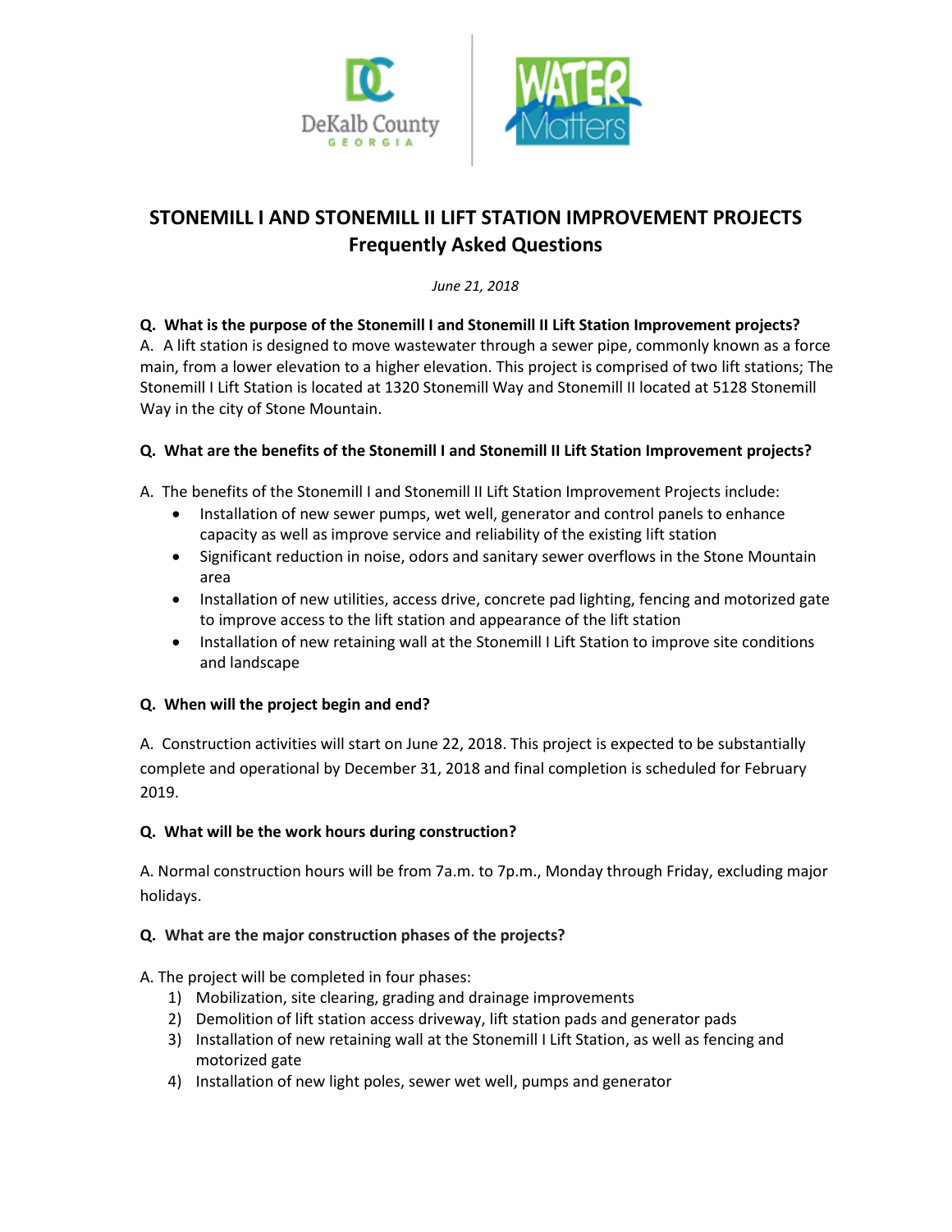# STONEMILL I AND STONEMILL II LIFT STATION IMPROVEMENT PROJECTS
## Frequently Asked Questions

*June 21, 2018*

**Q. What is the purpose of the Stonemill I and Stonemill II Lift Station Improvement projects?**
A. A lift station is designed to move wastewater through a sewer pipe, commonly known as a force main, from a lower elevation to a higher elevation. This project is comprised of two lift stations; The Stonemill I Lift Station is located at 1320 Stonemill Way and Stonemill II located at 5128 Stonemill Way in the city of Stone Mountain.

**Q. What are the benefits of the Stonemill I and Stonemill II Lift Station Improvement projects?**

A. The benefits of the Stonemill I and Stonemill II Lift Station Improvement Projects include:

- Installation of new sewer pumps, wet well, generator and control panels to enhance capacity as well as improve service and reliability of the existing lift station
- Significant reduction in noise, odors and sanitary sewer overflows in the Stone Mountain area
- Installation of new utilities, access drive, concrete pad lighting, fencing and motorized gate to improve access to the lift station and appearance of the lift station
- Installation of new retaining wall at the Stonemill I Lift Station to improve site conditions and landscape

**Q. When will the project begin and end?**

A. Construction activities will start on June 22, 2018. This project is expected to be substantially complete and operational by December 31, 2018 and final completion is scheduled for February 2019.

**Q. What will be the work hours during construction?**

A. Normal construction hours will be from 7a.m. to 7p.m., Monday through Friday, excluding major holidays.

**Q. What are the major construction phases of the projects?**

A. The project will be completed in four phases:

1) Mobilization, site clearing, grading and drainage improvements
2) Demolition of lift station access driveway, lift station pads and generator pads
3) Installation of new retaining wall at the Stonemill I Lift Station, as well as fencing and motorized gate
4) Installation of new light poles, sewer wet well, pumps and generator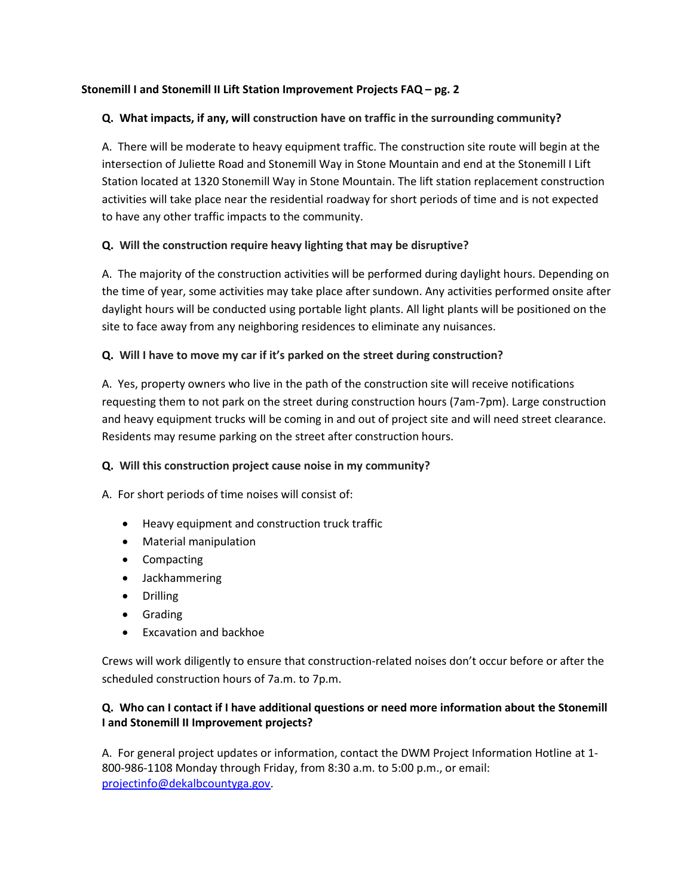**Stonemill I and Stonemill II Lift Station Improvement Projects FAQ – pg. 2**

**Q. What impacts, if any, will construction have on traffic in the surrounding community?**

A. There will be moderate to heavy equipment traffic. The construction site route will begin at the intersection of Juliette Road and Stonemill Way in Stone Mountain and end at the Stonemill I Lift Station located at 1320 Stonemill Way in Stone Mountain. The lift station replacement construction activities will take place near the residential roadway for short periods of time and is not expected to have any other traffic impacts to the community.

**Q. Will the construction require heavy lighting that may be disruptive?**

A. The majority of the construction activities will be performed during daylight hours. Depending on the time of year, some activities may take place after sundown. Any activities performed onsite after daylight hours will be conducted using portable light plants. All light plants will be positioned on the site to face away from any neighboring residences to eliminate any nuisances.

**Q. Will I have to move my car if it's parked on the street during construction?**

A. Yes, property owners who live in the path of the construction site will receive notifications requesting them to not park on the street during construction hours (7am-7pm). Large construction and heavy equipment trucks will be coming in and out of project site and will need street clearance. Residents may resume parking on the street after construction hours.

**Q. Will this construction project cause noise in my community?**

A. For short periods of time noises will consist of:

- Heavy equipment and construction truck traffic
- Material manipulation
- Compacting
- Jackhammering
- Drilling
- Grading
- Excavation and backhoe

Crews will work diligently to ensure that construction-related noises don't occur before or after the scheduled construction hours of 7a.m. to 7p.m.

**Q. Who can I contact if I have additional questions or need more information about the Stonemill I and Stonemill II Improvement projects?**

A. For general project updates or information, contact the DWM Project Information Hotline at 1-800-986-1108 Monday through Friday, from 8:30 a.m. to 5:00 p.m., or email: projectinfo@dekalbcountyga.gov.